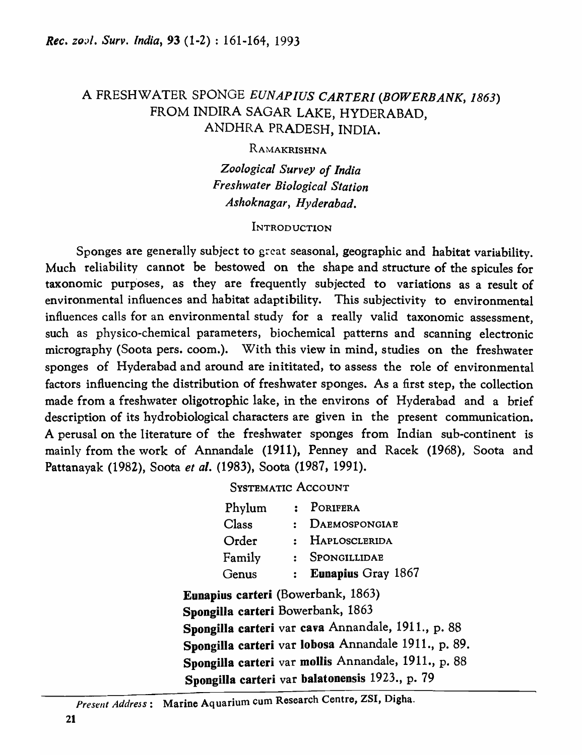# A FRESHWATER SPONGE *EUNAPIUS CARTERI (BOWERBANK, 1863)* FROM INDIRA SAGAR LAKE, HYDERABAD, ANDHRA PRADESH, INDIA.

RAMAKRISHNA

*Zoological Survey of India*
*Freshwater Biological Station*
*Ashoknagar, Hyderabad.*

## INTRODUCTION

Sponges are generally subject to great seasonal, geographic and habitat variability. Much reliability cannot be bestowed on the shape and structure of the spicules for taxonomic purposes, as they are frequently subjected to variations as a result of environmental influences and habitat adaptibility. This subjectivity to environmental influences calls for an environmental study for a really valid taxonomic assessment, such as physico-chemical parameters, biochemical patterns and scanning electronic micrography (Soota pers. coom.). With this view in mind, studies on the freshwater sponges of Hyderabad and around are inititated, to assess the role of environmental factors influencing the distribution of freshwater sponges. As a first step, the collection made from a freshwater oligotrophic lake, in the environs of Hyderabad and a brief description of its hydrobiological characters are given in the present communication. A perusal on the literature of the freshwater sponges from Indian sub-continent is mainly from the work of Annandale (1911), Penney and Racek (1968), Soota and Pattanayak (1982), Soota *et al.* (1983), Soota (1987, 1991).

## SYSTEMATIC ACCOUNT

| | | |
|---|---|---|
| Phylum | : | PORIFERA |
| Class | : | DAEMOSPONGIAE |
| Order | : | HAPLOSCLERIDA |
| Family | : | SPONGILLIDAE |
| Genus | : | **Eunapius** Gray 1867 |

**Eunapius carteri** (Bowerbank, 1863)
**Spongilla carteri** Bowerbank, 1863
**Spongilla carteri** var **cava** Annandale, 1911., p. 88
**Spongilla carteri** var **lobosa** Annandale 1911., p. 89.
**Spongilla carteri** var **mollis** Annandale, 1911., p. 88
**Spongilla carteri** var **balatonensis** 1923., p. 79

---

*Present Address* : Marine Aquarium cum Research Centre, ZSI, Digha.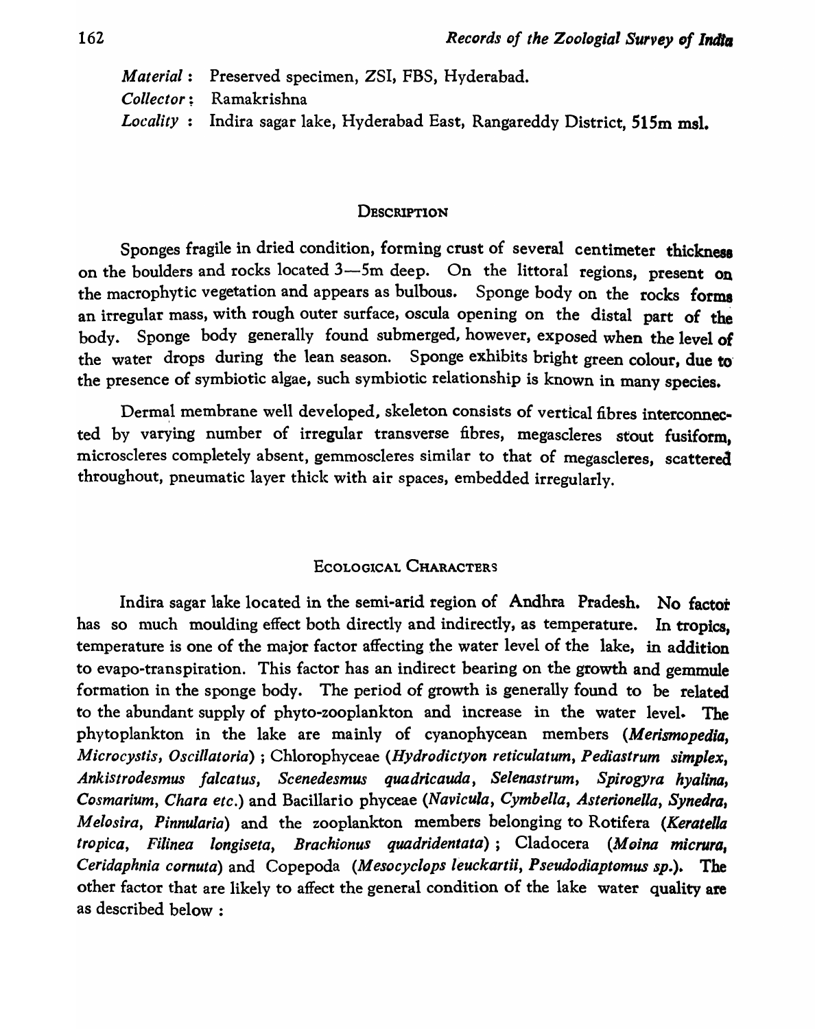*Material* : Preserved specimen, ZSI, FBS, Hyderabad.

*Collector* : Ramakrishna

*Locality* : Indira sagar lake, Hyderabad East, Rangareddy District, **515m msl.**

## DESCRIPTION

Sponges fragile in dried condition, forming crust of several centimeter thickness on the boulders and rocks located 3—5m deep. On the littoral regions, present on the macrophytic vegetation and appears as bulbous. Sponge body on the rocks forms an irregular mass, with rough outer surface, oscula opening on the distal part of the body. Sponge body generally found submerged, however, exposed when the level of the water drops during the lean season. Sponge exhibits bright green colour, due to the presence of symbiotic algae, such symbiotic relationship is known in many species.

Dermal membrane well developed, skeleton consists of vertical fibres interconnected by varying number of irregular transverse fibres, megascleres stout fusiform, microscleres completely absent, gemmoscleres similar to that of megascleres, scattered throughout, pneumatic layer thick with air spaces, embedded irregularly.

## ECOLOGICAL CHARACTERS

Indira sagar lake located in the semi-arid region of Andhra Pradesh. No factor has so much moulding effect both directly and indirectly, as temperature. In tropics, temperature is one of the major factor affecting the water level of the lake, in addition to evapo-transpiration. This factor has an indirect bearing on the growth and gemmule formation in the sponge body. The period of growth is generally found to be related to the abundant supply of phyto-zooplankton and increase in the water level. The phytoplankton in the lake are mainly of cyanophycean members (*Merismopedia, Microcystis, Oscillatoria*) ; Chlorophyceae (*Hydrodictyon reticulatum, Pediastrum simplex, Ankistrodesmus falcatus, Scenedesmus quadricauda, Selenastrum, Spirogyra hyalina, Cosmarium, Chara etc.*) and Bacillario phyceae (*Navicula, Cymbella, Asterionella, Synedra, Melosira, Pinnularia*) and the zooplankton members belonging to Rotifera (*Keratella tropica, Filinea longiseta, Brachionus quadridentata*) ; Cladocera (*Moina micrura, Ceridaphnia cornuta*) and Copepoda (*Mesocyclops leuckartii, Pseudodiaptomus sp.*). The other factor that are likely to affect the general condition of the lake water quality are as described below :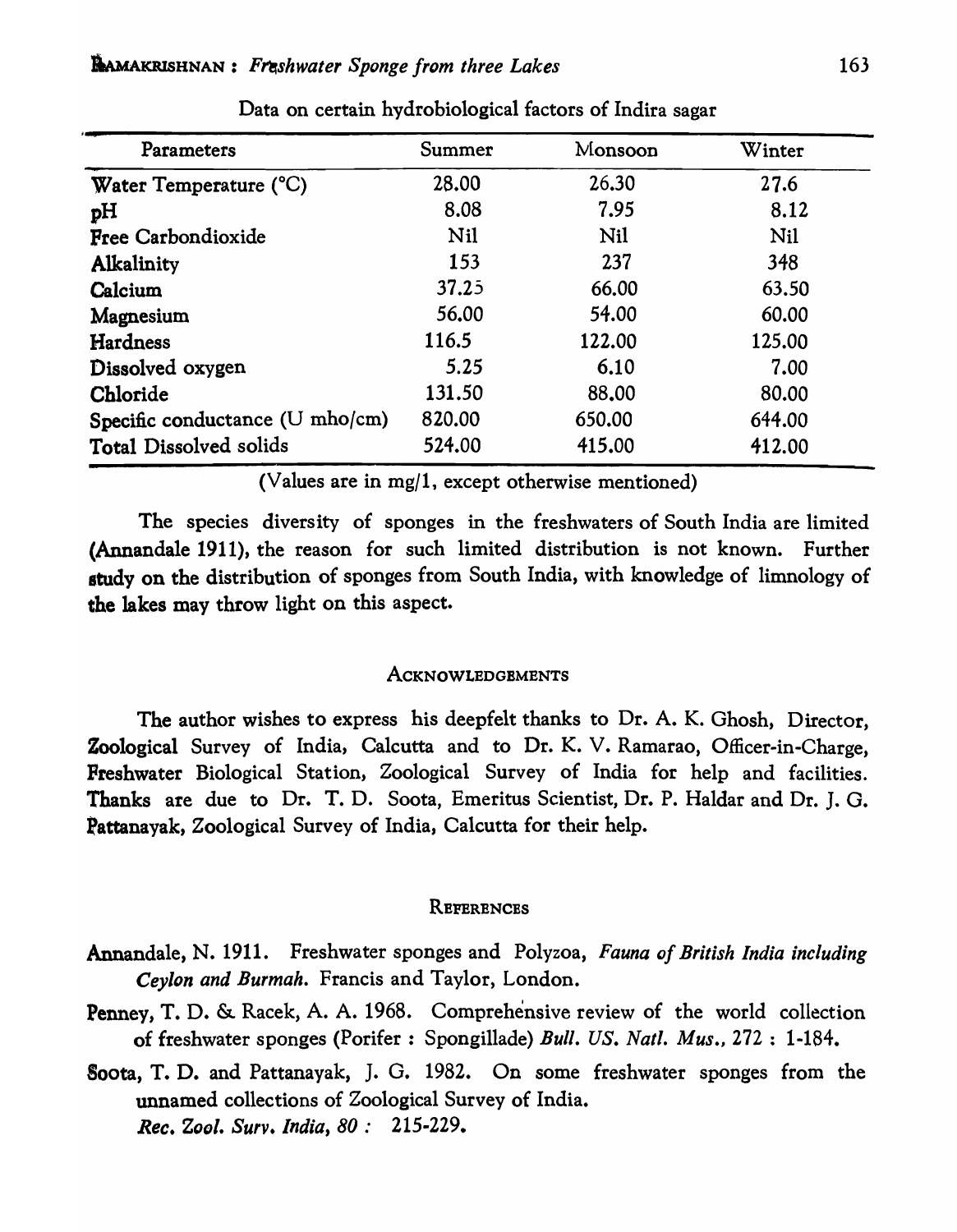Data on certain hydrobiological factors of Indira sagar

| Parameters | Summer | Monsoon | Winter |
|---|---|---|---|
| Water Temperature (°C) | 28.00 | 26.30 | 27.6 |
| pH | 8.08 | 7.95 | 8.12 |
| Free Carbondioxide | Nil | Nil | Nil |
| Alkalinity | 153 | 237 | 348 |
| Calcium | 37.25 | 66.00 | 63.50 |
| Magnesium | 56.00 | 54.00 | 60.00 |
| Hardness | 116.5 | 122.00 | 125.00 |
| Dissolved oxygen | 5.25 | 6.10 | 7.00 |
| Chloride | 131.50 | 88.00 | 80.00 |
| Specific conductance (U mho/cm) | 820.00 | 650.00 | 644.00 |
| Total Dissolved solids | 524.00 | 415.00 | 412.00 |

(Values are in mg/1, except otherwise mentioned)

The species diversity of sponges in the freshwaters of South India are limited (Annandale 1911), the reason for such limited distribution is not known. Further study on the distribution of sponges from South India, with knowledge of limnology of the lakes may throw light on this aspect.

## ACKNOWLEDGEMENTS

The author wishes to express his deepfelt thanks to Dr. A. K. Ghosh, Director, Zoological Survey of India, Calcutta and to Dr. K. V. Ramarao, Officer-in-Charge, Freshwater Biological Station, Zoological Survey of India for help and facilities. Thanks are due to Dr. T. D. Soota, Emeritus Scientist, Dr. P. Haldar and Dr. J. G. Pattanayak, Zoological Survey of India, Calcutta for their help.

## REFERENCES

Annandale, N. 1911. Freshwater sponges and Polyzoa, *Fauna of British India including Ceylon and Burmah*. Francis and Taylor, London.

Penney, T. D. & Racek, A. A. 1968. Comprehensive review of the world collection of freshwater sponges (Porifer : Spongillade) *Bull. US. Natl. Mus.*, 272 : 1-184.

Soota, T. D. and Pattanayak, J. G. 1982. On some freshwater sponges from the unnamed collections of Zoological Survey of India. *Rec. Zool. Surv. India, 80* : 215-229.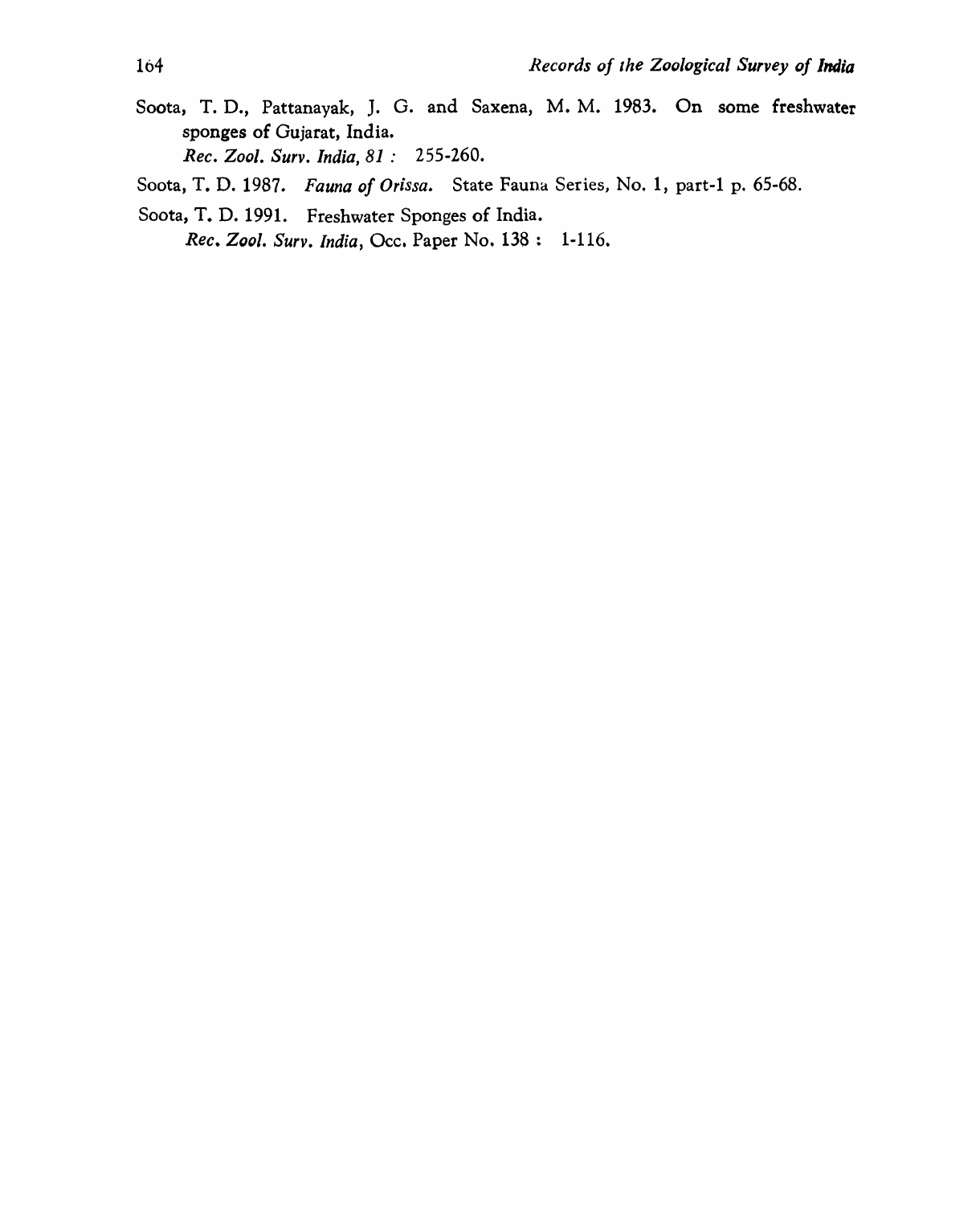Soota, T. D., Pattanayak, J. G. and Saxena, M. M. 1983. On some freshwater sponges of Gujarat, India.
*Rec. Zool. Surv. India, 81 :* 255-260.

Soota, T. D. 1987. *Fauna of Orissa.* State Fauna Series, No. 1, part-1 p. 65-68.

Soota, T. D. 1991. Freshwater Sponges of India.
*Rec. Zool. Surv. India*, Occ. Paper No. 138 : 1-116.